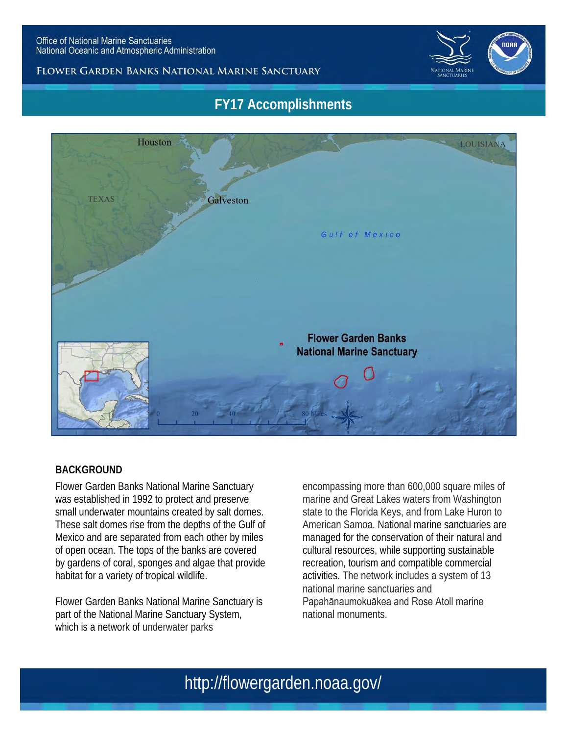Office of National Marine Sanctuaries
National Oceanic and Atmospheric Administration

FLOWER GARDEN BANKS NATIONAL MARINE SANCTUARY

# FY17 Accomplishments

Houston

LOUISIANA

TEXAS

Galveston

Gulf of Mexico

Flower Garden Banks
National Marine Sanctuary

0 20 40 80 Miles

## BACKGROUND

Flower Garden Banks National Marine Sanctuary was established in 1992 to protect and preserve small underwater mountains created by salt domes. These salt domes rise from the depths of the Gulf of Mexico and are separated from each other by miles of open ocean. The tops of the banks are covered by gardens of coral, sponges and algae that provide habitat for a variety of tropical wildlife.

Flower Garden Banks National Marine Sanctuary is part of the National Marine Sanctuary System, which is a network of underwater parks encompassing more than 600,000 square miles of marine and Great Lakes waters from Washington state to the Florida Keys, and from Lake Huron to American Samoa. National marine sanctuaries are managed for the conservation of their natural and cultural resources, while supporting sustainable recreation, tourism and compatible commercial activities. The network includes a system of 13 national marine sanctuaries and Papahānaumokuākea and Rose Atoll marine national monuments.

http://flowergarden.noaa.gov/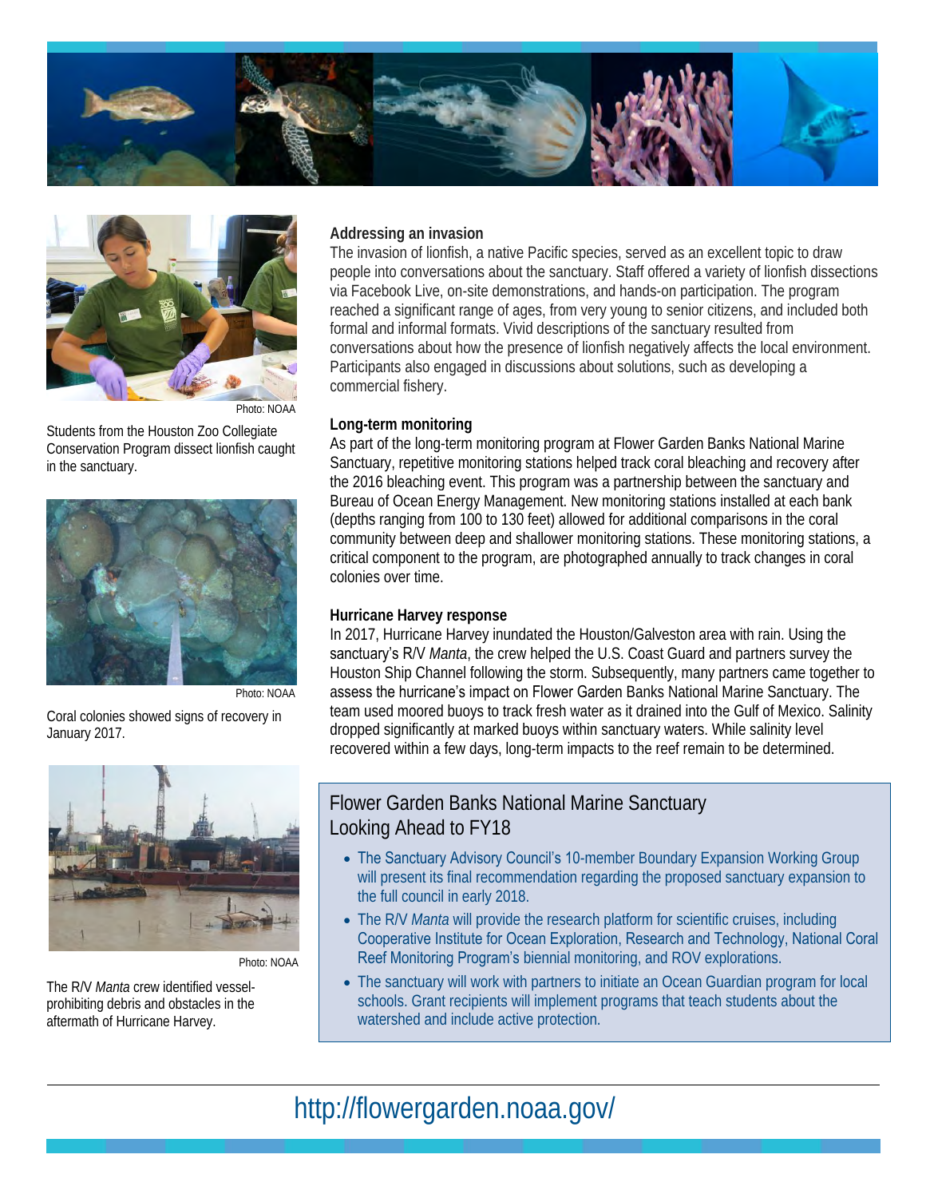Photo: NOAA

Students from the Houston Zoo Collegiate Conservation Program dissect lionfish caught in the sanctuary.

Photo: NOAA

Coral colonies showed signs of recovery in January 2017.

Photo: NOAA

The R/V *Manta* crew identified vessel-prohibiting debris and obstacles in the aftermath of Hurricane Harvey.

**Addressing an invasion**

The invasion of lionfish, a native Pacific species, served as an excellent topic to draw people into conversations about the sanctuary. Staff offered a variety of lionfish dissections via Facebook Live, on-site demonstrations, and hands-on participation. The program reached a significant range of ages, from very young to senior citizens, and included both formal and informal formats. Vivid descriptions of the sanctuary resulted from conversations about how the presence of lionfish negatively affects the local environment. Participants also engaged in discussions about solutions, such as developing a commercial fishery.

**Long-term monitoring**

As part of the long-term monitoring program at Flower Garden Banks National Marine Sanctuary, repetitive monitoring stations helped track coral bleaching and recovery after the 2016 bleaching event. This program was a partnership between the sanctuary and Bureau of Ocean Energy Management. New monitoring stations installed at each bank (depths ranging from 100 to 130 feet) allowed for additional comparisons in the coral community between deep and shallower monitoring stations. These monitoring stations, a critical component to the program, are photographed annually to track changes in coral colonies over time.

**Hurricane Harvey response**

In 2017, Hurricane Harvey inundated the Houston/Galveston area with rain. Using the sanctuary's R/V *Manta*, the crew helped the U.S. Coast Guard and partners survey the Houston Ship Channel following the storm. Subsequently, many partners came together to assess the hurricane's impact on Flower Garden Banks National Marine Sanctuary. The team used moored buoys to track fresh water as it drained into the Gulf of Mexico. Salinity dropped significantly at marked buoys within sanctuary waters. While salinity level recovered within a few days, long-term impacts to the reef remain to be determined.

## Flower Garden Banks National Marine Sanctuary Looking Ahead to FY18

- The Sanctuary Advisory Council's 10-member Boundary Expansion Working Group will present its final recommendation regarding the proposed sanctuary expansion to the full council in early 2018.
- The R/V *Manta* will provide the research platform for scientific cruises, including Cooperative Institute for Ocean Exploration, Research and Technology, National Coral Reef Monitoring Program's biennial monitoring, and ROV explorations.
- The sanctuary will work with partners to initiate an Ocean Guardian program for local schools. Grant recipients will implement programs that teach students about the watershed and include active protection.

http://flowergarden.noaa.gov/